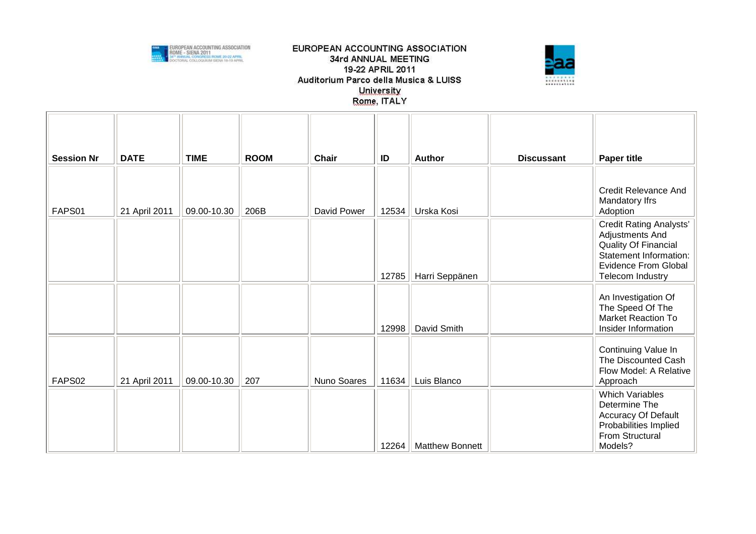EUROPEAN ACCOUNTING ASSOCIATION
34rd ANNUAL MEETING
19-22 APRIL 2011
Auditorium Parco della Musica & LUISS University
Rome, ITALY

| Session Nr | DATE | TIME | ROOM | Chair | ID | Author | Discussant | Paper title |
|---|---|---|---|---|---|---|---|---|
| FAPS01 | 21 April 2011 | 09.00-10.30 | 206B | David Power | 12534 | Urska Kosi | | Credit Relevance And Mandatory Ifrs Adoption |
| | | | | | 12785 | Harri Seppänen | | Credit Rating Analysts' Adjustments And Quality Of Financial Statement Information: Evidence From Global Telecom Industry |
| | | | | | 12998 | David Smith | | An Investigation Of The Speed Of The Market Reaction To Insider Information |
| FAPS02 | 21 April 2011 | 09.00-10.30 | 207 | Nuno Soares | 11634 | Luis Blanco | | Continuing Value In The Discounted Cash Flow Model: A Relative Approach |
| | | | | | 12264 | Matthew Bonnett | | Which Variables Determine The Accuracy Of Default Probabilities Implied From Structural Models? |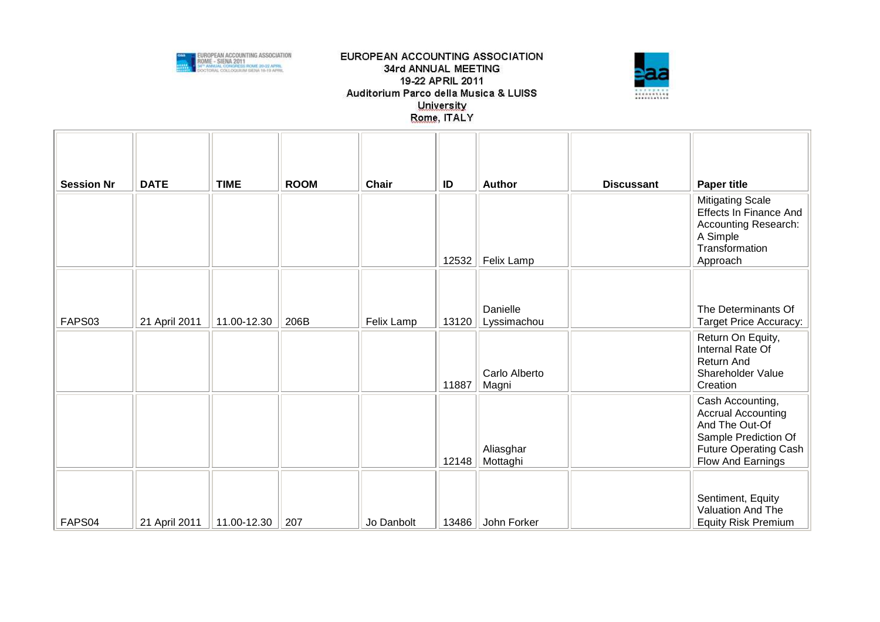EUROPEAN ACCOUNTING ASSOCIATION
34rd ANNUAL MEETING
19-22 APRIL 2011
Auditorium Parco della Musica & LUISS University
Rome, ITALY

| Session Nr | DATE | TIME | ROOM | Chair | ID | Author | Discussant | Paper title |
|---|---|---|---|---|---|---|---|---|
| | | | | | 12532 | Felix Lamp | | Mitigating Scale Effects In Finance And Accounting Research: A Simple Transformation Approach |
| FAPS03 | 21 April 2011 | 11.00-12.30 | 206B | Felix Lamp | 13120 | Danielle Lyssimachou | | The Determinants Of Target Price Accuracy: |
| | | | | | 11887 | Carlo Alberto Magni | | Return On Equity, Internal Rate Of Return And Shareholder Value Creation |
| | | | | | 12148 | Aliasghar Mottaghi | | Cash Accounting, Accrual Accounting And The Out-Of Sample Prediction Of Future Operating Cash Flow And Earnings |
| FAPS04 | 21 April 2011 | 11.00-12.30 | 207 | Jo Danbolt | 13486 | John Forker | | Sentiment, Equity Valuation And The Equity Risk Premium |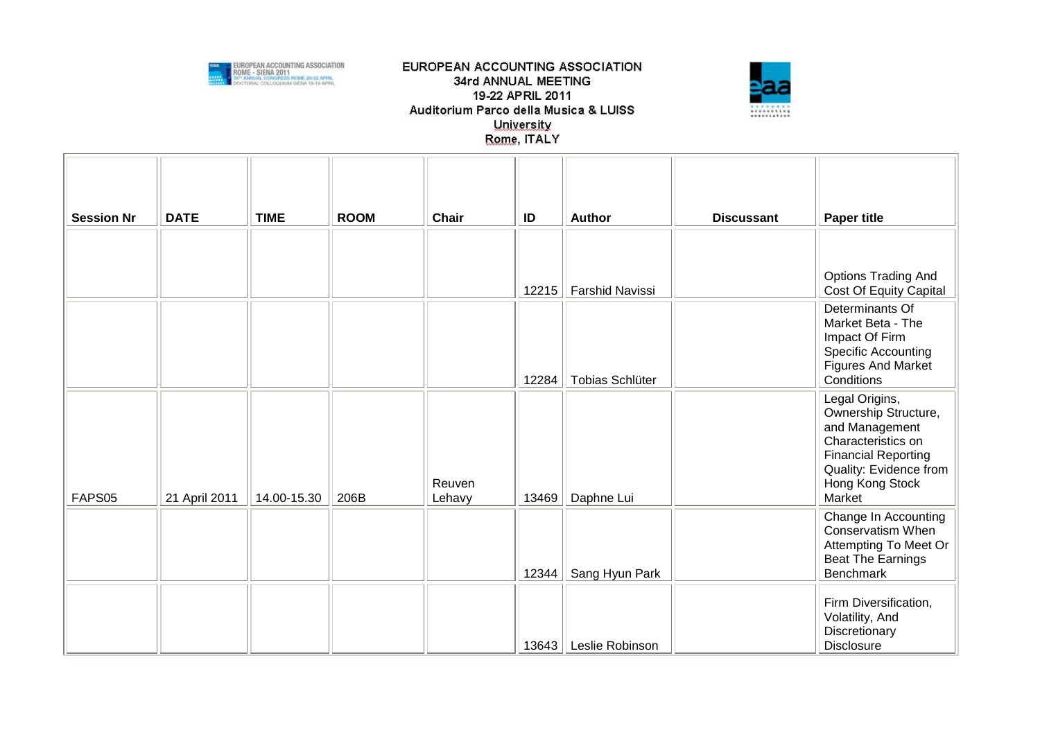# EUROPEAN ACCOUNTING ASSOCIATION
## 34rd ANNUAL MEETING
## 19-22 APRIL 2011
## Auditorium Parco della Musica & LUISS University
## Rome, ITALY

| Session Nr | DATE | TIME | ROOM | Chair | ID | Author | Discussant | Paper title |
|---|---|---|---|---|---|---|---|---|
| | | | | | 12215 | Farshid Navissi | | Options Trading And Cost Of Equity Capital |
| | | | | | 12284 | Tobias Schlüter | | Determinants Of Market Beta - The Impact Of Firm Specific Accounting Figures And Market Conditions |
| FAPS05 | 21 April 2011 | 14.00-15.30 | 206B | Reuven Lehavy | 13469 | Daphne Lui | | Legal Origins, Ownership Structure, and Management Characteristics on Financial Reporting Quality: Evidence from Hong Kong Stock Market |
| | | | | | 12344 | Sang Hyun Park | | Change In Accounting Conservatism When Attempting To Meet Or Beat The Earnings Benchmark |
| | | | | | 13643 | Leslie Robinson | | Firm Diversification, Volatility, And Discretionary Disclosure |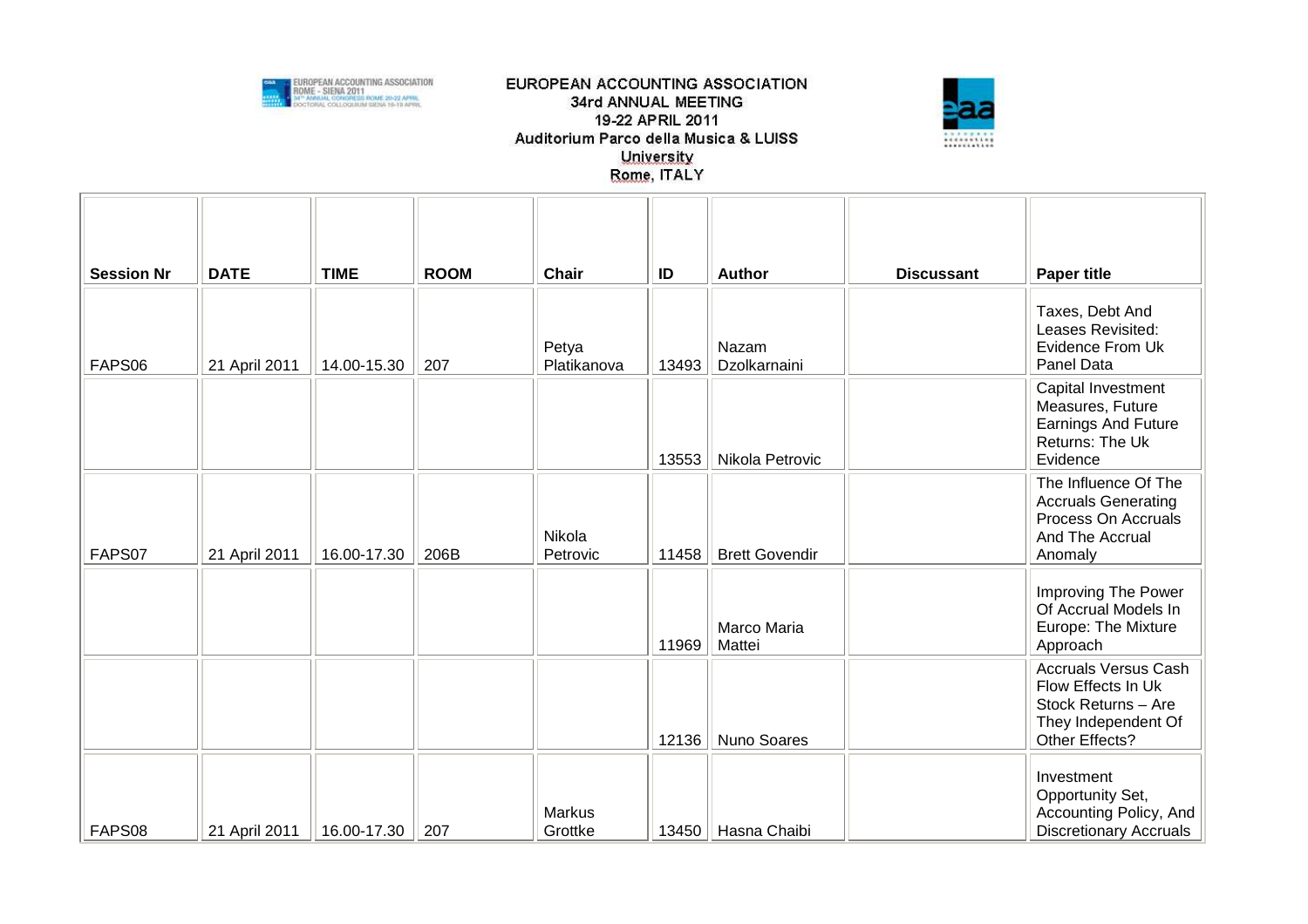| Session Nr | DATE | TIME | ROOM | Chair | ID | Author | Discussant | Paper title |
|---|---|---|---|---|---|---|---|---|
| FAPS06 | 21 April 2011 | 14.00-15.30 | 207 | Petya Platikanova | 13493 | Nazam Dzolkarnaini | | Taxes, Debt And Leases Revisited: Evidence From Uk Panel Data |
| | | | | | 13553 | Nikola Petrovic | | Capital Investment Measures, Future Earnings And Future Returns: The Uk Evidence |
| FAPS07 | 21 April 2011 | 16.00-17.30 | 206B | Nikola Petrovic | 11458 | Brett Govendir | | The Influence Of The Accruals Generating Process On Accruals And The Accrual Anomaly |
| | | | | | 11969 | Marco Maria Mattei | | Improving The Power Of Accrual Models In Europe: The Mixture Approach |
| | | | | | 12136 | Nuno Soares | | Accruals Versus Cash Flow Effects In Uk Stock Returns – Are They Independent Of Other Effects? |
| FAPS08 | 21 April 2011 | 16.00-17.30 | 207 | Markus Grottke | 13450 | Hasna Chaibi | | Investment Opportunity Set, Accounting Policy, And Discretionary Accruals |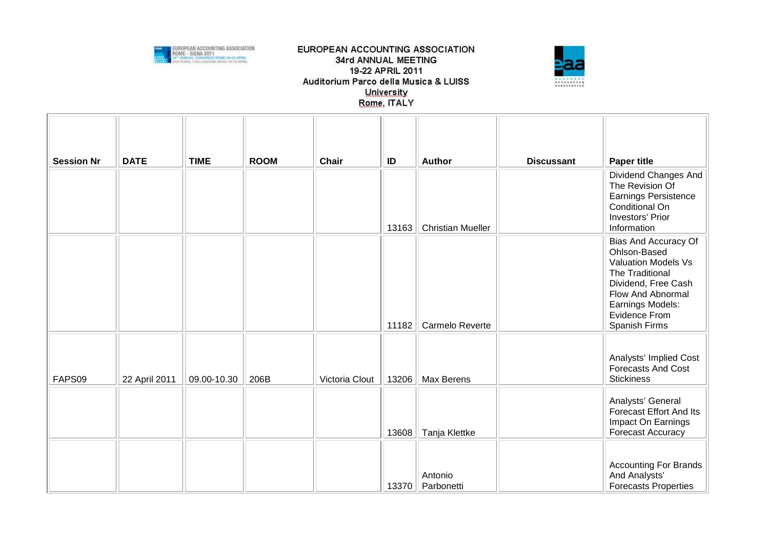| Session Nr | DATE | TIME | ROOM | Chair | ID | Author | Discussant | Paper title |
|---|---|---|---|---|---|---|---|---|
| | | | | | 13163 | Christian Mueller | | Dividend Changes And The Revision Of Earnings Persistence Conditional On Investors' Prior Information |
| | | | | | 11182 | Carmelo Reverte | | Bias And Accuracy Of Ohlson-Based Valuation Models Vs The Traditional Dividend, Free Cash Flow And Abnormal Earnings Models: Evidence From Spanish Firms |
| FAPS09 | 22 April 2011 | 09.00-10.30 | 206B | Victoria Clout | 13206 | Max Berens | | Analysts' Implied Cost Forecasts And Cost Stickiness |
| | | | | | 13608 | Tanja Klettke | | Analysts' General Forecast Effort And Its Impact On Earnings Forecast Accuracy |
| | | | | | 13370 | Antonio Parbonetti | | Accounting For Brands And Analysts' Forecasts Properties |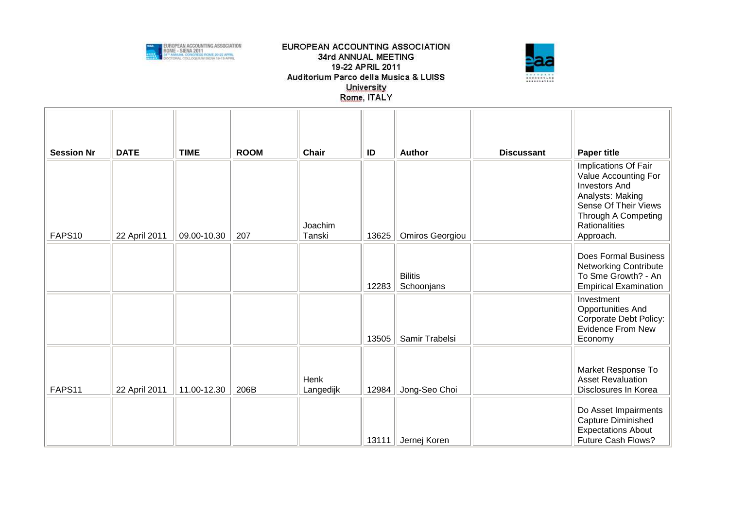EUROPEAN ACCOUNTING ASSOCIATION
34rd ANNUAL MEETING
19-22 APRIL 2011
Auditorium Parco della Musica & LUISS University
Rome, ITALY

| Session Nr | DATE | TIME | ROOM | Chair | ID | Author | Discussant | Paper title |
|---|---|---|---|---|---|---|---|---|
| FAPS10 | 22 April 2011 | 09.00-10.30 | 207 | Joachim Tanski | 13625 | Omiros Georgiou | | Implications Of Fair Value Accounting For Investors And Analysts: Making Sense Of Their Views Through A Competing Rationalities Approach. |
| | | | | | 12283 | Bilitis Schoonjans | | Does Formal Business Networking Contribute To Sme Growth? - An Empirical Examination |
| | | | | | 13505 | Samir Trabelsi | | Investment Opportunities And Corporate Debt Policy: Evidence From New Economy |
| FAPS11 | 22 April 2011 | 11.00-12.30 | 206B | Henk Langedijk | 12984 | Jong-Seo Choi | | Market Response To Asset Revaluation Disclosures In Korea |
| | | | | | 13111 | Jernej Koren | | Do Asset Impairments Capture Diminished Expectations About Future Cash Flows? |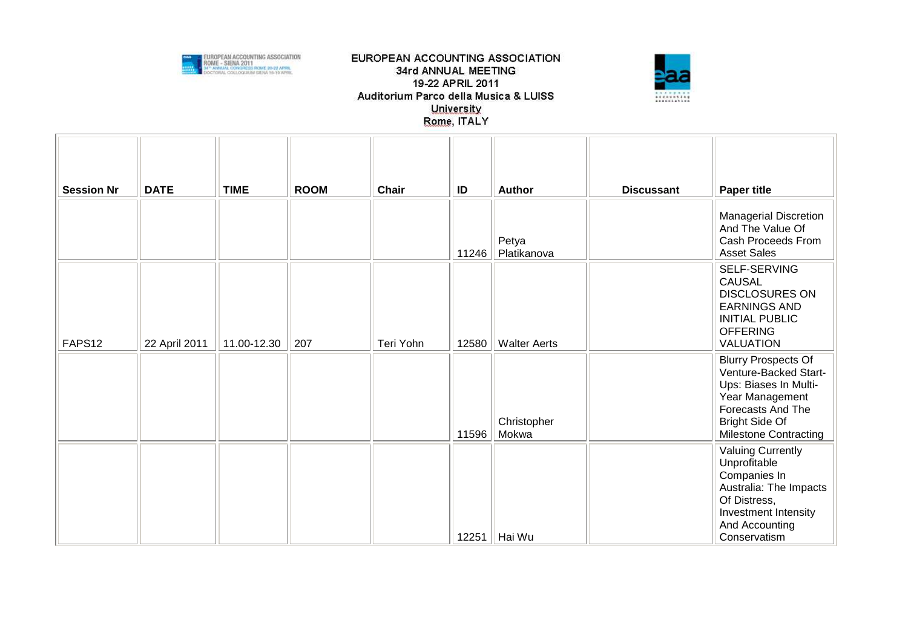EUROPEAN ACCOUNTING ASSOCIATION
34rd ANNUAL MEETING
19-22 APRIL 2011
Auditorium Parco della Musica & LUISS University
Rome, ITALY

| Session Nr | DATE | TIME | ROOM | Chair | ID | Author | Discussant | Paper title |
|---|---|---|---|---|---|---|---|---|
| | | | | | 11246 | Petya Platikanova | | Managerial Discretion And The Value Of Cash Proceeds From Asset Sales |
| FAPS12 | 22 April 2011 | 11.00-12.30 | 207 | Teri Yohn | 12580 | Walter Aerts | | SELF-SERVING CAUSAL DISCLOSURES ON EARNINGS AND INITIAL PUBLIC OFFERING VALUATION |
| | | | | | 11596 | Christopher Mokwa | | Blurry Prospects Of Venture-Backed Start-Ups: Biases In Multi-Year Management Forecasts And The Bright Side Of Milestone Contracting |
| | | | | | 12251 | Hai Wu | | Valuing Currently Unprofitable Companies In Australia: The Impacts Of Distress, Investment Intensity And Accounting Conservatism |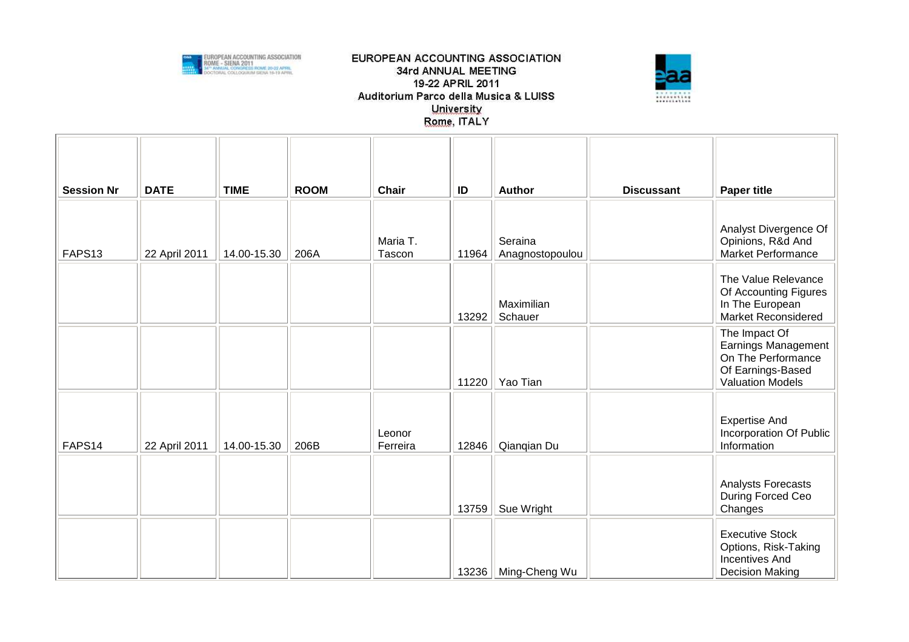EUROPEAN ACCOUNTING ASSOCIATION
34rd ANNUAL MEETING
19-22 APRIL 2011
Auditorium Parco della Musica & LUISS University
Rome, ITALY

| Session Nr | DATE | TIME | ROOM | Chair | ID | Author | Discussant | Paper title |
|---|---|---|---|---|---|---|---|---|
| FAPS13 | 22 April 2011 | 14.00-15.30 | 206A | Maria T. Tascon | 11964 | Seraina Anagnostopoulou | | Analyst Divergence Of Opinions, R&d And Market Performance |
| | | | | | 13292 | Maximilian Schauer | | The Value Relevance Of Accounting Figures In The European Market Reconsidered |
| | | | | | 11220 | Yao Tian | | The Impact Of Earnings Management On The Performance Of Earnings-Based Valuation Models |
| FAPS14 | 22 April 2011 | 14.00-15.30 | 206B | Leonor Ferreira | 12846 | Qianqian Du | | Expertise And Incorporation Of Public Information |
| | | | | | 13759 | Sue Wright | | Analysts Forecasts During Forced Ceo Changes |
| | | | | | 13236 | Ming-Cheng Wu | | Executive Stock Options, Risk-Taking Incentives And Decision Making |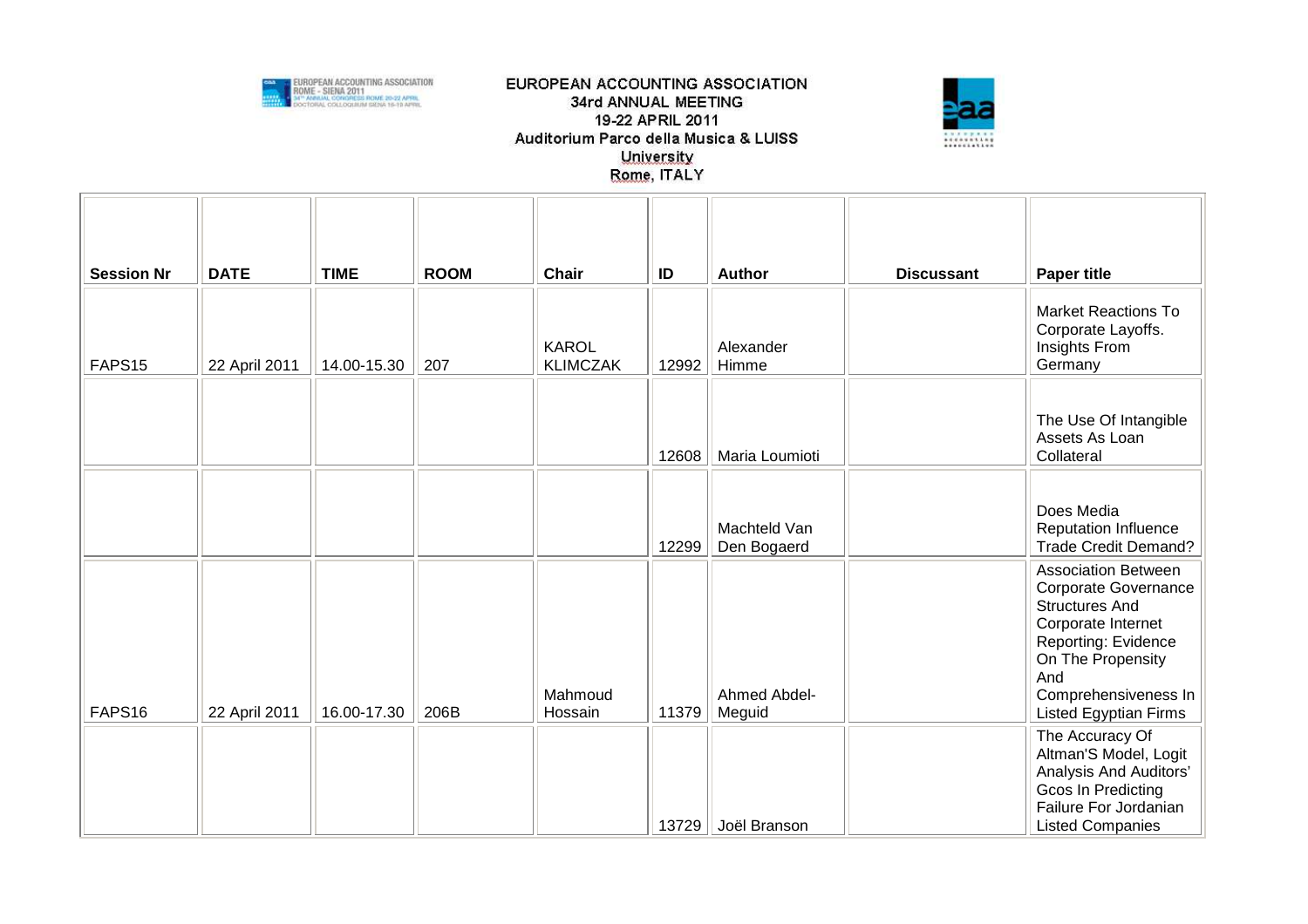EUROPEAN ACCOUNTING ASSOCIATION
34rd ANNUAL MEETING
19-22 APRIL 2011
Auditorium Parco della Musica & LUISS University
Rome, ITALY

| Session Nr | DATE | TIME | ROOM | Chair | ID | Author | Discussant | Paper title |
|---|---|---|---|---|---|---|---|---|
| FAPS15 | 22 April 2011 | 14.00-15.30 | 207 | KAROL KLIMCZAK | 12992 | Alexander Himme | | Market Reactions To Corporate Layoffs. Insights From Germany |
| | | | | | 12608 | Maria Loumioti | | The Use Of Intangible Assets As Loan Collateral |
| | | | | | 12299 | Machteld Van Den Bogaerd | | Does Media Reputation Influence Trade Credit Demand? |
| FAPS16 | 22 April 2011 | 16.00-17.30 | 206B | Mahmoud Hossain | 11379 | Ahmed Abdel-Meguid | | Association Between Corporate Governance Structures And Corporate Internet Reporting: Evidence On The Propensity And Comprehensiveness In Listed Egyptian Firms |
| | | | | | 13729 | Joël Branson | | The Accuracy Of Altman'S Model, Logit Analysis And Auditors' Gcos In Predicting Failure For Jordanian Listed Companies |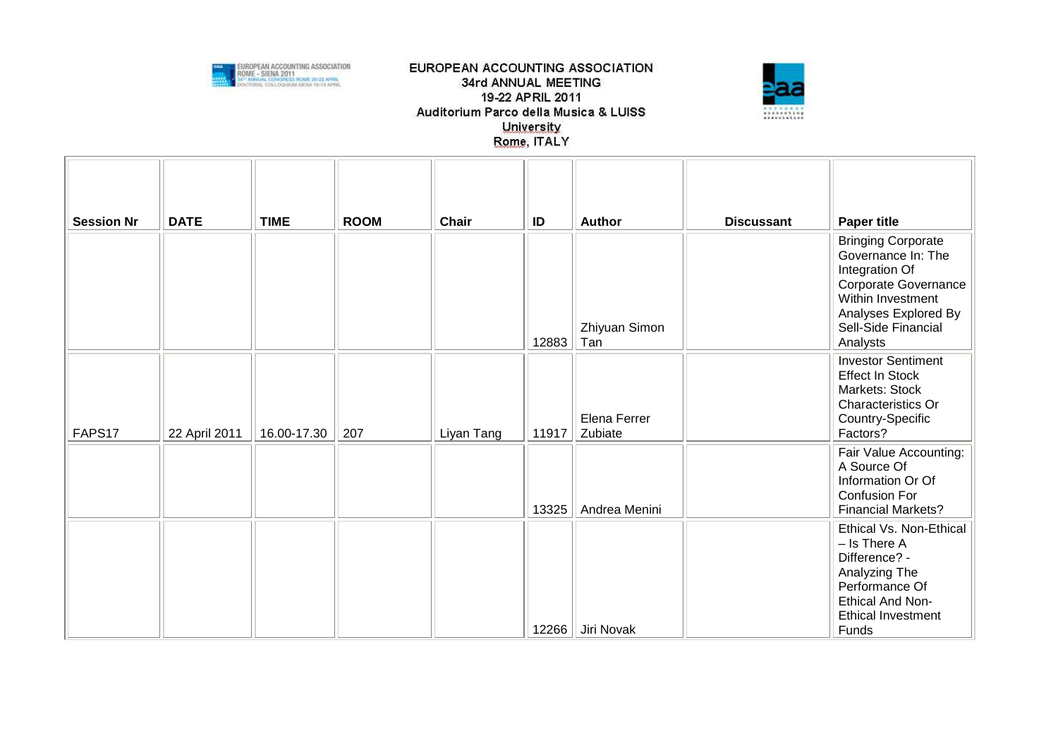| Session Nr | DATE | TIME | ROOM | Chair | ID | Author | Discussant | Paper title |
|---|---|---|---|---|---|---|---|---|
| | | | | | 12883 | Zhiyuan Simon Tan | | Bringing Corporate Governance In: The Integration Of Corporate Governance Within Investment Analyses Explored By Sell-Side Financial Analysts |
| FAPS17 | 22 April 2011 | 16.00-17.30 | 207 | Liyan Tang | 11917 | Elena Ferrer Zubiate | | Investor Sentiment Effect In Stock Markets: Stock Characteristics Or Country-Specific Factors? |
| | | | | | 13325 | Andrea Menini | | Fair Value Accounting: A Source Of Information Or Of Confusion For Financial Markets? |
| | | | | | 12266 | Jiri Novak | | Ethical Vs. Non-Ethical – Is There A Difference? - Analyzing The Performance Of Ethical And Non-Ethical Investment Funds |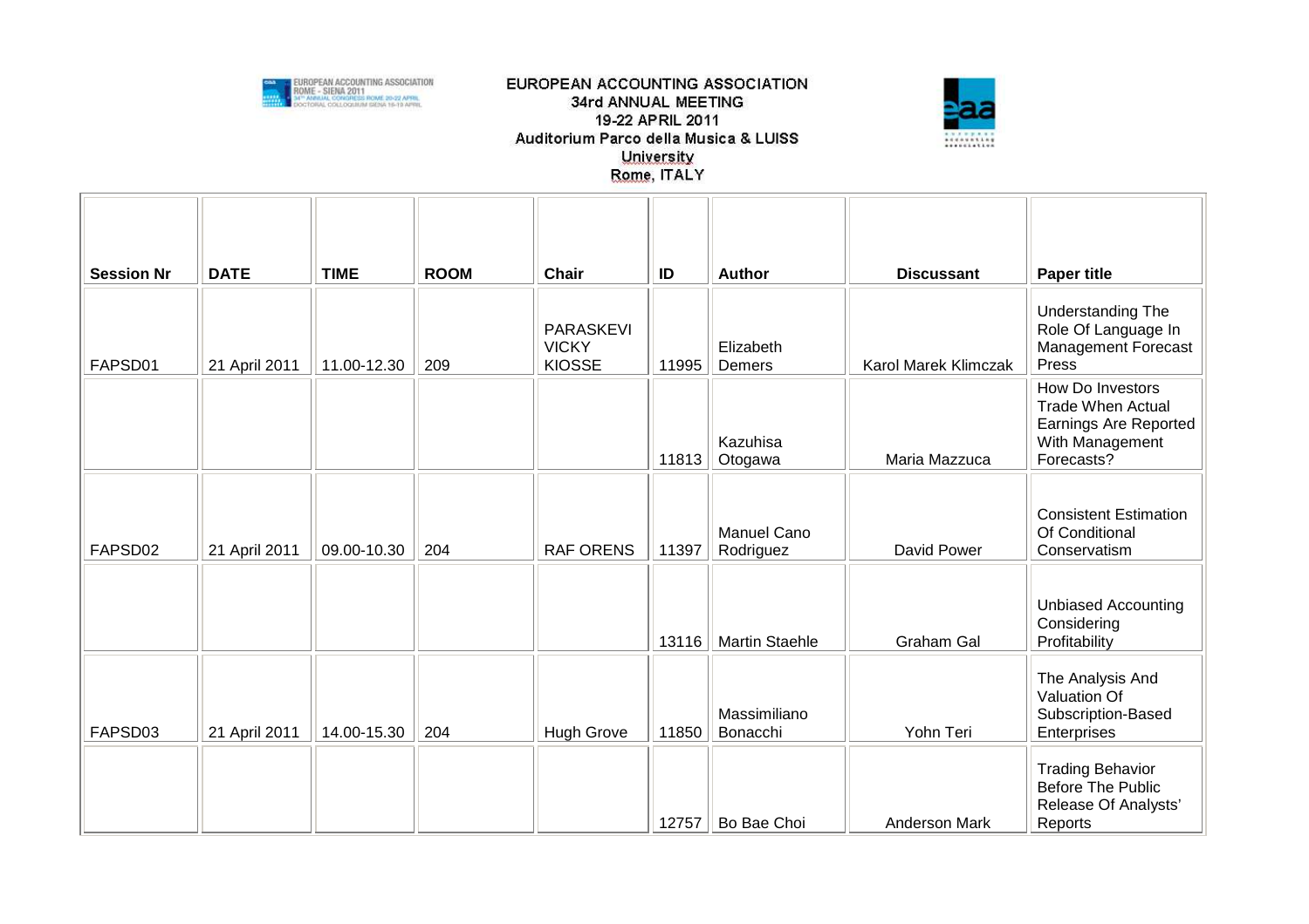EUROPEAN ACCOUNTING ASSOCIATION
34rd ANNUAL MEETING
19-22 APRIL 2011
Auditorium Parco della Musica & LUISS University
Rome, ITALY

| Session Nr | DATE | TIME | ROOM | Chair | ID | Author | Discussant | Paper title |
|---|---|---|---|---|---|---|---|---|
| FAPSD01 | 21 April 2011 | 11.00-12.30 | 209 | PARASKEVI VICKY KIOSSE | 11995 | Elizabeth Demers | Karol Marek Klimczak | Understanding The Role Of Language In Management Forecast Press |
| | | | | | 11813 | Kazuhisa Otogawa | Maria Mazzuca | How Do Investors Trade When Actual Earnings Are Reported With Management Forecasts? |
| FAPSD02 | 21 April 2011 | 09.00-10.30 | 204 | RAF ORENS | 11397 | Manuel Cano Rodriguez | David Power | Consistent Estimation Of Conditional Conservatism |
| | | | | | 13116 | Martin Staehle | Graham Gal | Unbiased Accounting Considering Profitability |
| FAPSD03 | 21 April 2011 | 14.00-15.30 | 204 | Hugh Grove | 11850 | Massimiliano Bonacchi | Yohn Teri | The Analysis And Valuation Of Subscription-Based Enterprises |
| | | | | | 12757 | Bo Bae Choi | Anderson Mark | Trading Behavior Before The Public Release Of Analysts' Reports |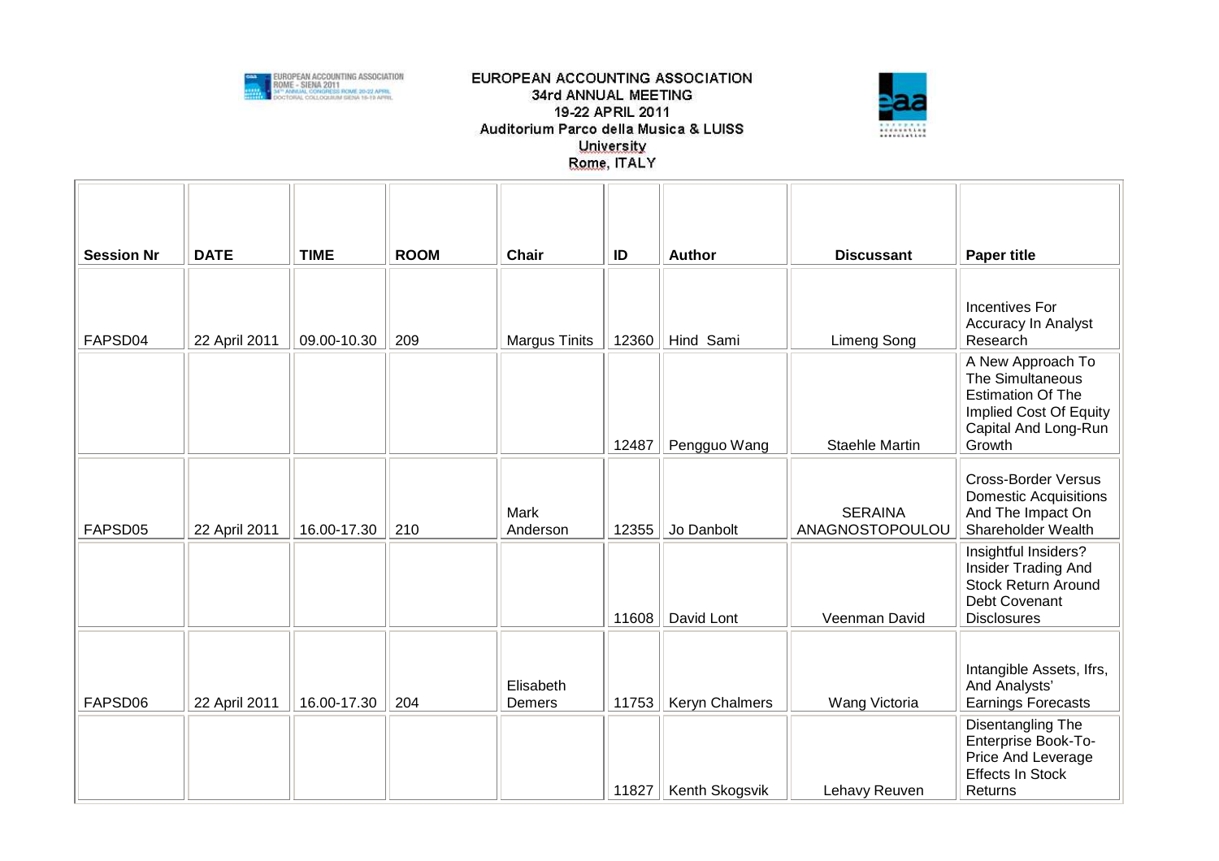| Session Nr | DATE | TIME | ROOM | Chair | ID | Author | Discussant | Paper title |
|---|---|---|---|---|---|---|---|---|
| FAPSD04 | 22 April 2011 | 09.00-10.30 | 209 | Margus Tinits | 12360 | Hind Sami | Limeng Song | Incentives For Accuracy In Analyst Research |
| | | | | | 12487 | Pengguo Wang | Staehle Martin | A New Approach To The Simultaneous Estimation Of The Implied Cost Of Equity Capital And Long-Run Growth |
| FAPSD05 | 22 April 2011 | 16.00-17.30 | 210 | Mark Anderson | 12355 | Jo Danbolt | SERAINA ANAGNOSTOPOULOU | Cross-Border Versus Domestic Acquisitions And The Impact On Shareholder Wealth |
| | | | | | 11608 | David Lont | Veenman David | Insightful Insiders? Insider Trading And Stock Return Around Debt Covenant Disclosures |
| FAPSD06 | 22 April 2011 | 16.00-17.30 | 204 | Elisabeth Demers | 11753 | Keryn Chalmers | Wang Victoria | Intangible Assets, Ifrs, And Analysts' Earnings Forecasts |
| | | | | | 11827 | Kenth Skogsvik | Lehavy Reuven | Disentangling The Enterprise Book-To-Price And Leverage Effects In Stock Returns |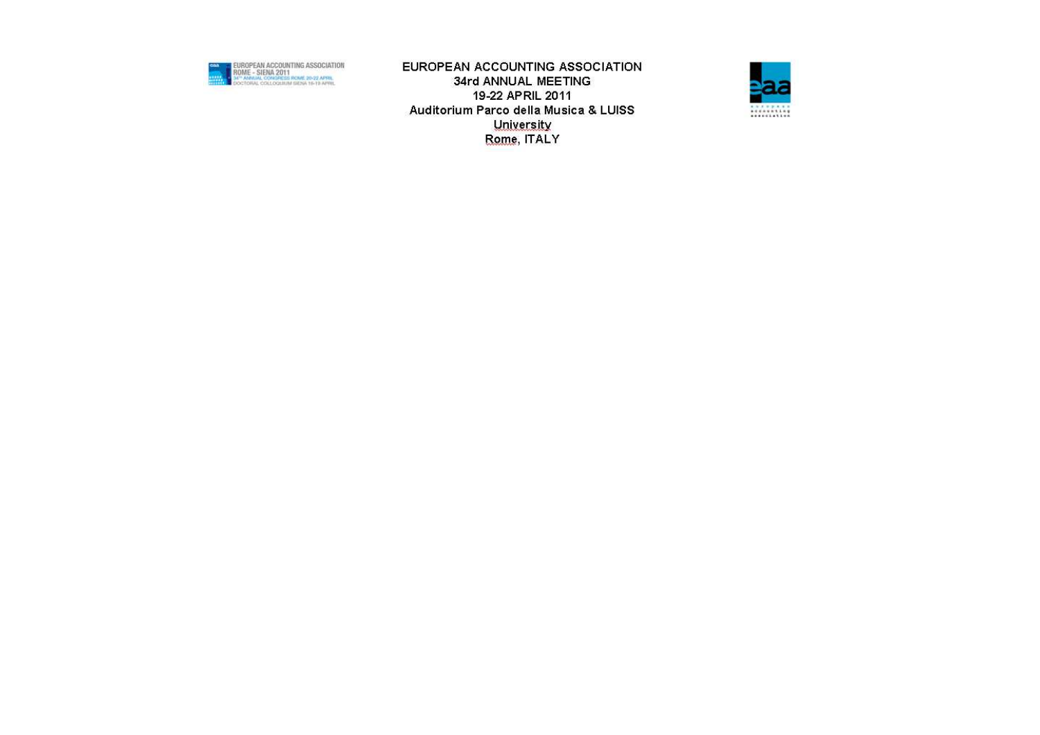EUROPEAN ACCOUNTING ASSOCIATION
34rd ANNUAL MEETING
19-22 APRIL 2011
Auditorium Parco della Musica & LUISS University
Rome, ITALY